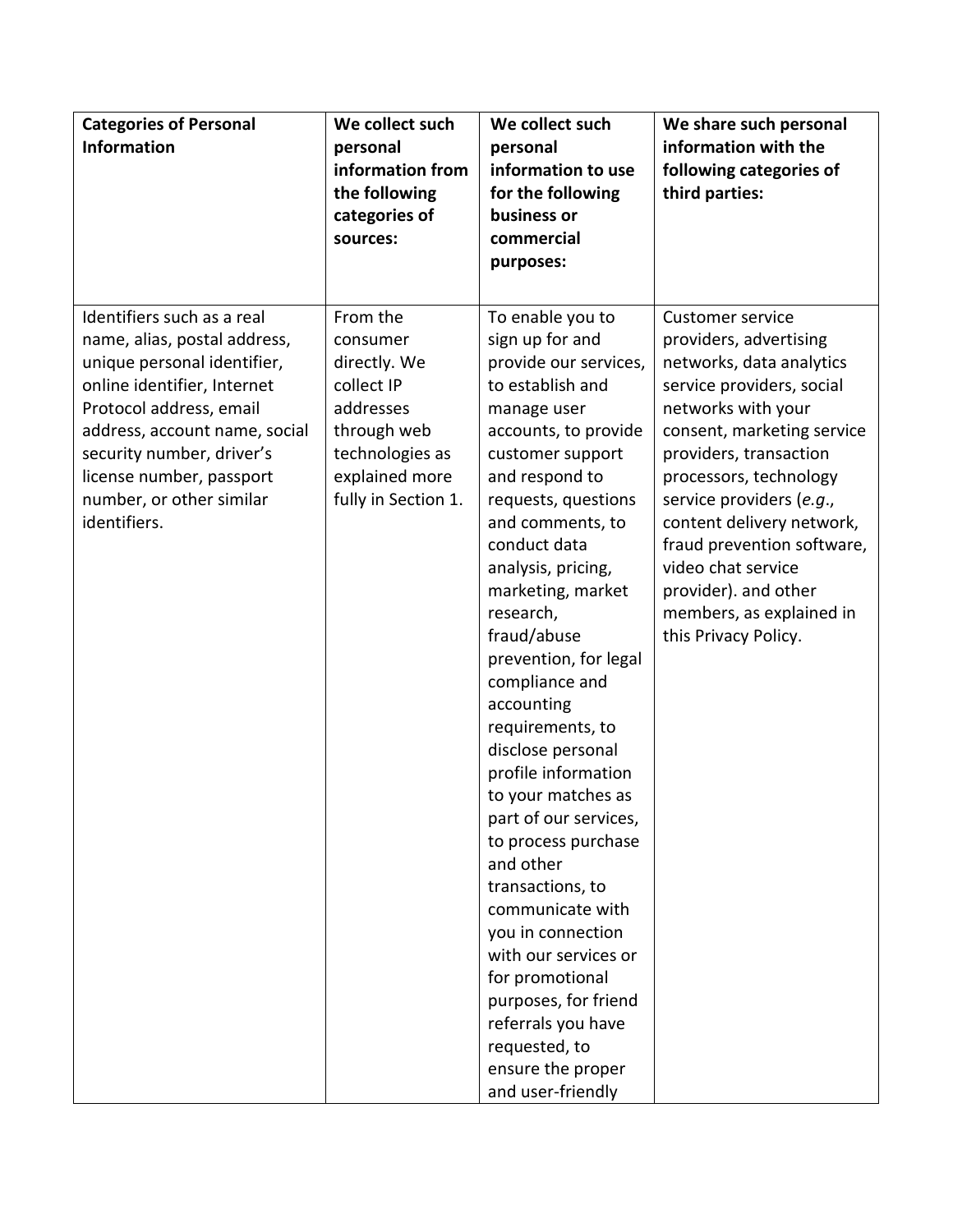| **Categories of Personal Information** | **We collect such personal information from the following categories of sources:** | **We collect such personal information to use for the following business or commercial purposes:** | **We share such personal information with the following categories of third parties:** |
|---|---|---|---|
| Identifiers such as a real name, alias, postal address, unique personal identifier, online identifier, Internet Protocol address, email address, account name, social security number, driver's license number, passport number, or other similar identifiers. | From the consumer directly. We collect IP addresses through web technologies as explained more fully in Section 1. | To enable you to sign up for and provide our services, to establish and manage user accounts, to provide customer support and respond to requests, questions and comments, to conduct data analysis, pricing, marketing, market research, fraud/abuse prevention, for legal compliance and accounting requirements, to disclose personal profile information to your matches as part of our services, to process purchase and other transactions, to communicate with you in connection with our services or for promotional purposes, for friend referrals you have requested, to ensure the proper and user-friendly | Customer service providers, advertising networks, data analytics service providers, social networks with your consent, marketing service providers, transaction processors, technology service providers (*e.g.*, content delivery network, fraud prevention software, video chat service provider). and other members, as explained in this Privacy Policy. |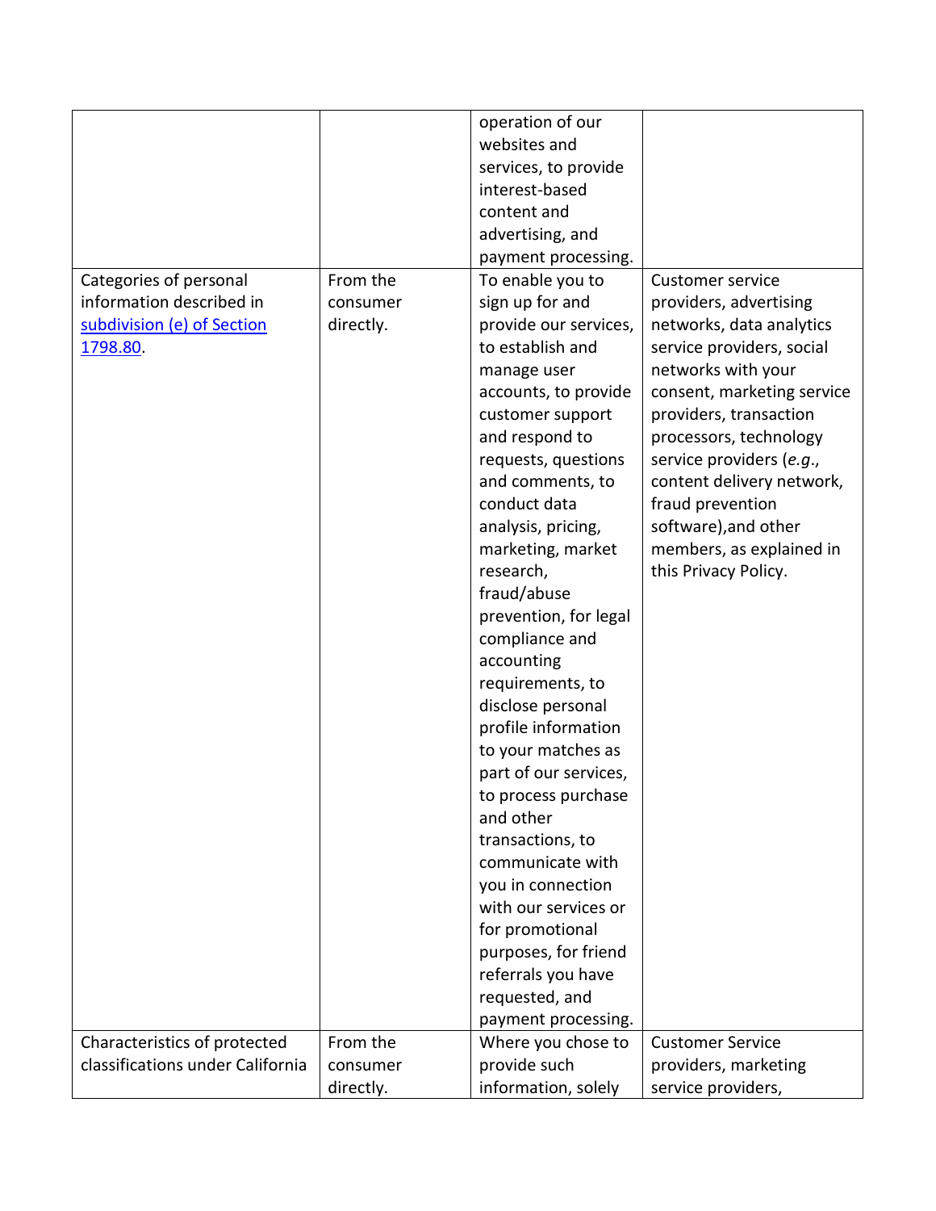| | | | |
|---|---|---|---|
| | | operation of our websites and services, to provide interest-based content and advertising, and payment processing. | |
| Categories of personal information described in [subdivision (e) of Section 1798.80](). | From the consumer directly. | To enable you to sign up for and provide our services, to establish and manage user accounts, to provide customer support and respond to requests, questions and comments, to conduct data analysis, pricing, marketing, market research, fraud/abuse prevention, for legal compliance and accounting requirements, to disclose personal profile information to your matches as part of our services, to process purchase and other transactions, to communicate with you in connection with our services or for promotional purposes, for friend referrals you have requested, and payment processing. | Customer service providers, advertising networks, data analytics service providers, social networks with your consent, marketing service providers, transaction processors, technology service providers (*e.g.*, content delivery network, fraud prevention software),and other members, as explained in this Privacy Policy. |
| Characteristics of protected classifications under California | From the consumer directly. | Where you chose to provide such information, solely | Customer Service providers, marketing service providers, |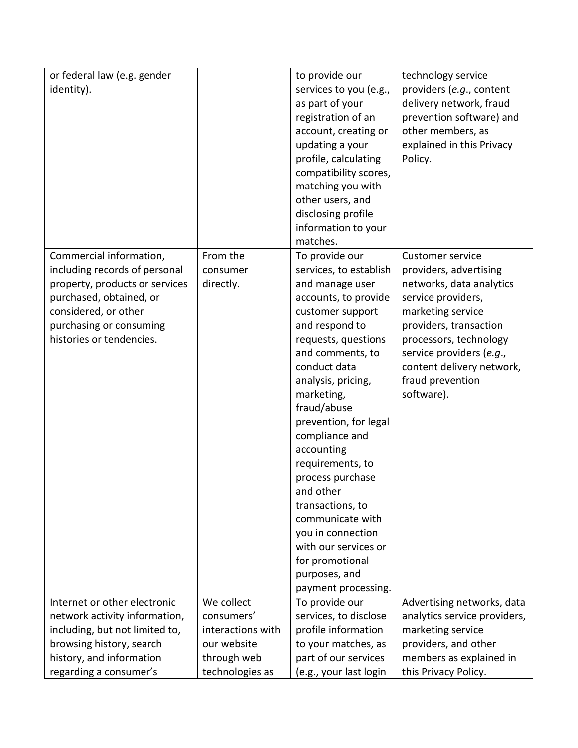| | | | |
|---|---|---|---|
| or federal law (e.g. gender identity). | | to provide our services to you (e.g., as part of your registration of an account, creating or updating a your profile, calculating compatibility scores, matching you with other users, and disclosing profile information to your matches. | technology service providers (*e.g.*, content delivery network, fraud prevention software) and other members, as explained in this Privacy Policy. |
| Commercial information, including records of personal property, products or services purchased, obtained, or considered, or other purchasing or consuming histories or tendencies. | From the consumer directly. | To provide our services, to establish and manage user accounts, to provide customer support and respond to requests, questions and comments, to conduct data analysis, pricing, marketing, fraud/abuse prevention, for legal compliance and accounting requirements, to process purchase and other transactions, to communicate with you in connection with our services or for promotional purposes, and payment processing. | Customer service providers, advertising networks, data analytics service providers, marketing service providers, transaction processors, technology service providers (*e.g.*, content delivery network, fraud prevention software). |
| Internet or other electronic network activity information, including, but not limited to, browsing history, search history, and information regarding a consumer's | We collect consumers' interactions with our website through web technologies as | To provide our services, to disclose profile information to your matches, as part of our services (e.g., your last login | Advertising networks, data analytics service providers, marketing service providers, and other members as explained in this Privacy Policy. |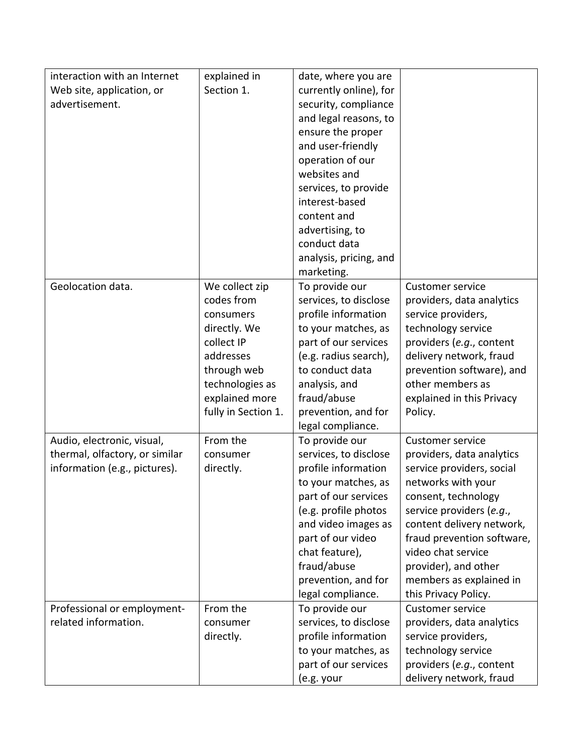| | | | |
|---|---|---|---|
| interaction with an Internet Web site, application, or advertisement. | explained in Section 1. | date, where you are currently online), for security, compliance and legal reasons, to ensure the proper and user-friendly operation of our websites and services, to provide interest-based content and advertising, to conduct data analysis, pricing, and marketing. | |
| Geolocation data. | We collect zip codes from consumers directly. We collect IP addresses through web technologies as explained more fully in Section 1. | To provide our services, to disclose profile information to your matches, as part of our services (e.g. radius search), to conduct data analysis, and fraud/abuse prevention, and for legal compliance. | Customer service providers, data analytics service providers, technology service providers (*e.g.*, content delivery network, fraud prevention software), and other members as explained in this Privacy Policy. |
| Audio, electronic, visual, thermal, olfactory, or similar information (e.g., pictures). | From the consumer directly. | To provide our services, to disclose profile information to your matches, as part of our services (e.g. profile photos and video images as part of our video chat feature), fraud/abuse prevention, and for legal compliance. | Customer service providers, data analytics service providers, social networks with your consent, technology service providers (*e.g.*, content delivery network, fraud prevention software, video chat service provider), and other members as explained in this Privacy Policy. |
| Professional or employment-related information. | From the consumer directly. | To provide our services, to disclose profile information to your matches, as part of our services (e.g. your | Customer service providers, data analytics service providers, technology service providers (*e.g.*, content delivery network, fraud |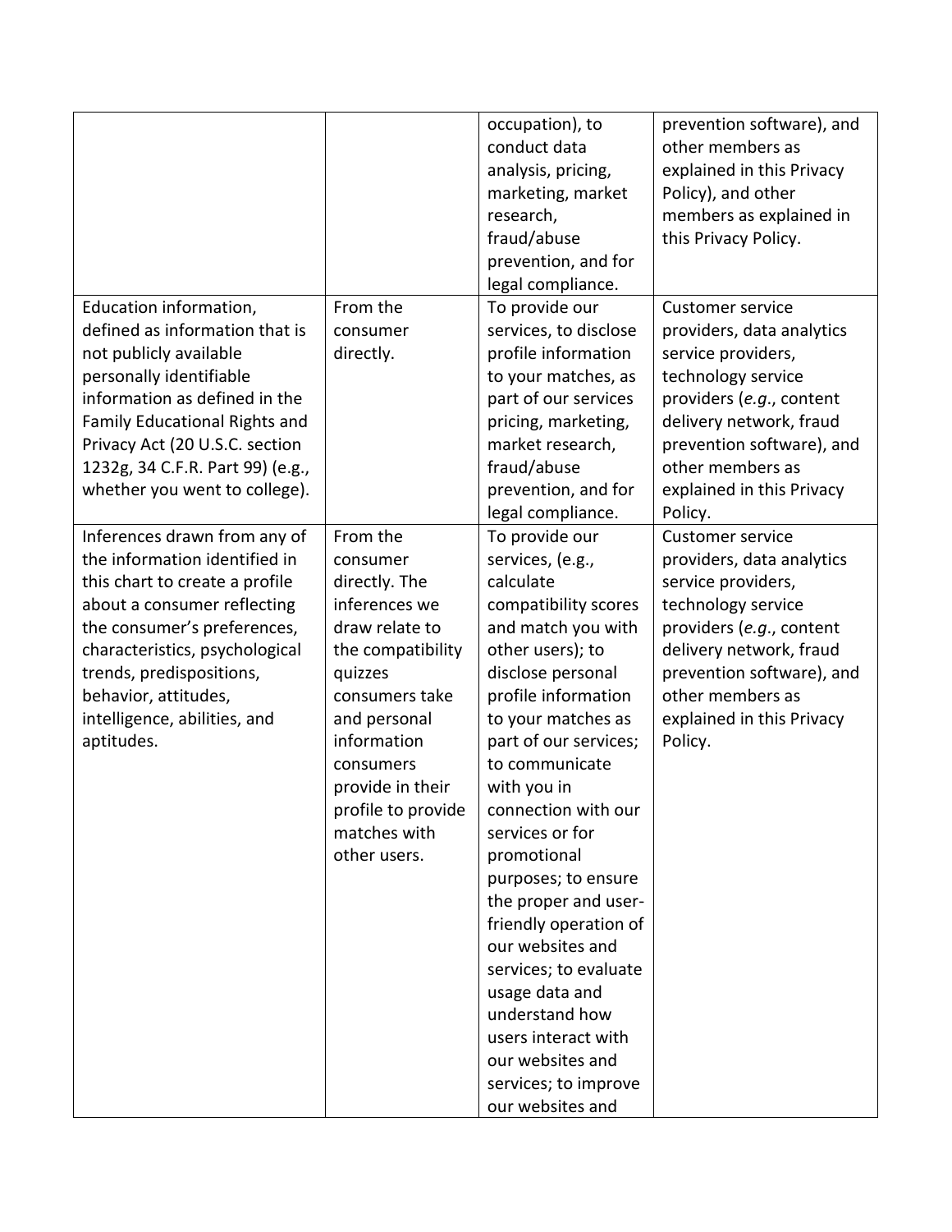| | | | |
|---|---|---|---|
| | | occupation), to conduct data analysis, pricing, marketing, market research, fraud/abuse prevention, and for legal compliance. | prevention software), and other members as explained in this Privacy Policy), and other members as explained in this Privacy Policy. |
| Education information, defined as information that is not publicly available personally identifiable information as defined in the Family Educational Rights and Privacy Act (20 U.S.C. section 1232g, 34 C.F.R. Part 99) (e.g., whether you went to college). | From the consumer directly. | To provide our services, to disclose profile information to your matches, as part of our services pricing, marketing, market research, fraud/abuse prevention, and for legal compliance. | Customer service providers, data analytics service providers, technology service providers (*e.g.*, content delivery network, fraud prevention software), and other members as explained in this Privacy Policy. |
| Inferences drawn from any of the information identified in this chart to create a profile about a consumer reflecting the consumer's preferences, characteristics, psychological trends, predispositions, behavior, attitudes, intelligence, abilities, and aptitudes. | From the consumer directly. The inferences we draw relate to the compatibility quizzes consumers take and personal information consumers provide in their profile to provide matches with other users. | To provide our services, (e.g., calculate compatibility scores and match you with other users); to disclose personal profile information to your matches as part of our services; to communicate with you in connection with our services or for promotional purposes; to ensure the proper and user-friendly operation of our websites and services; to evaluate usage data and understand how users interact with our websites and services; to improve our websites and | Customer service providers, data analytics service providers, technology service providers (*e.g.*, content delivery network, fraud prevention software), and other members as explained in this Privacy Policy. |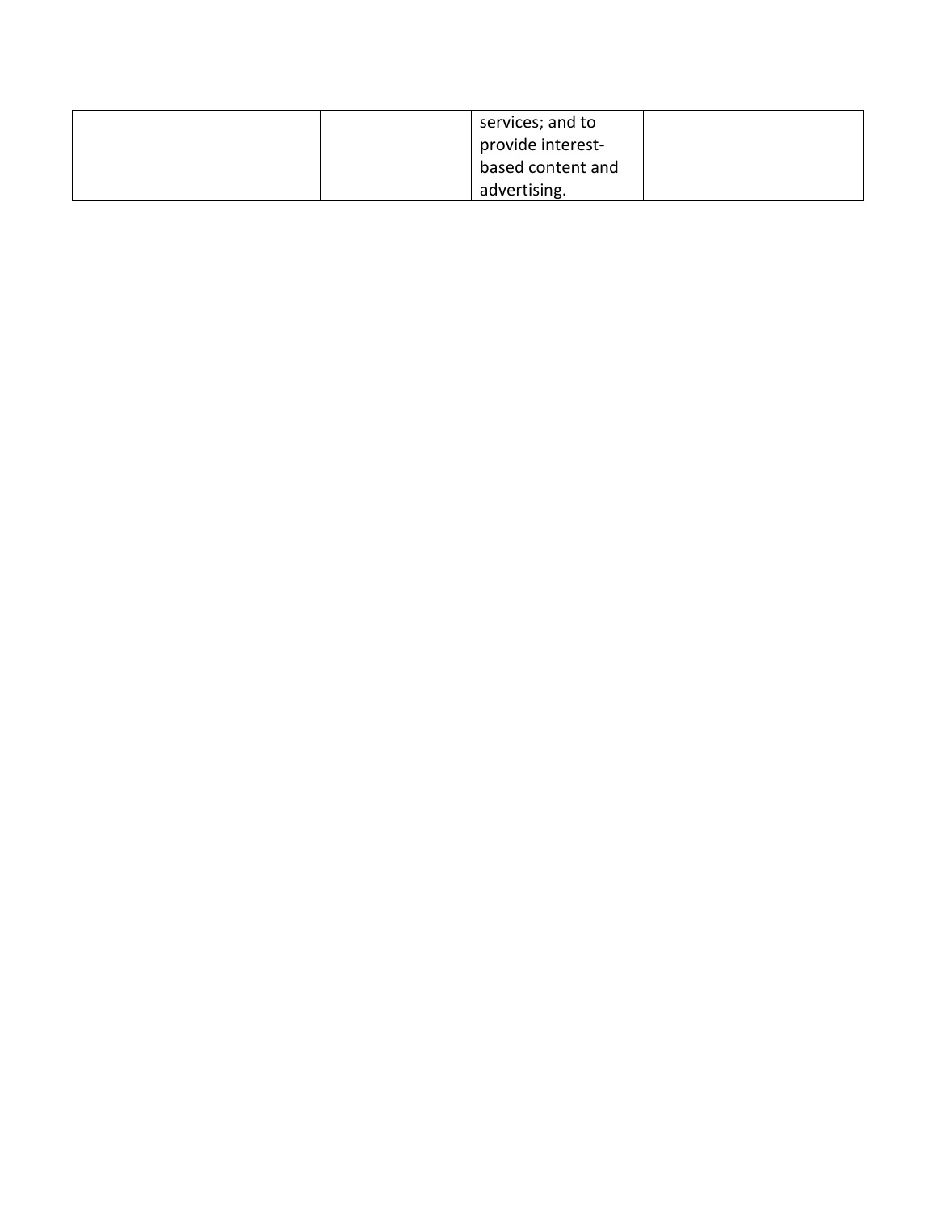| | | | |
|---|---|---|---|
| | | services; and to provide interest-based content and advertising. | |